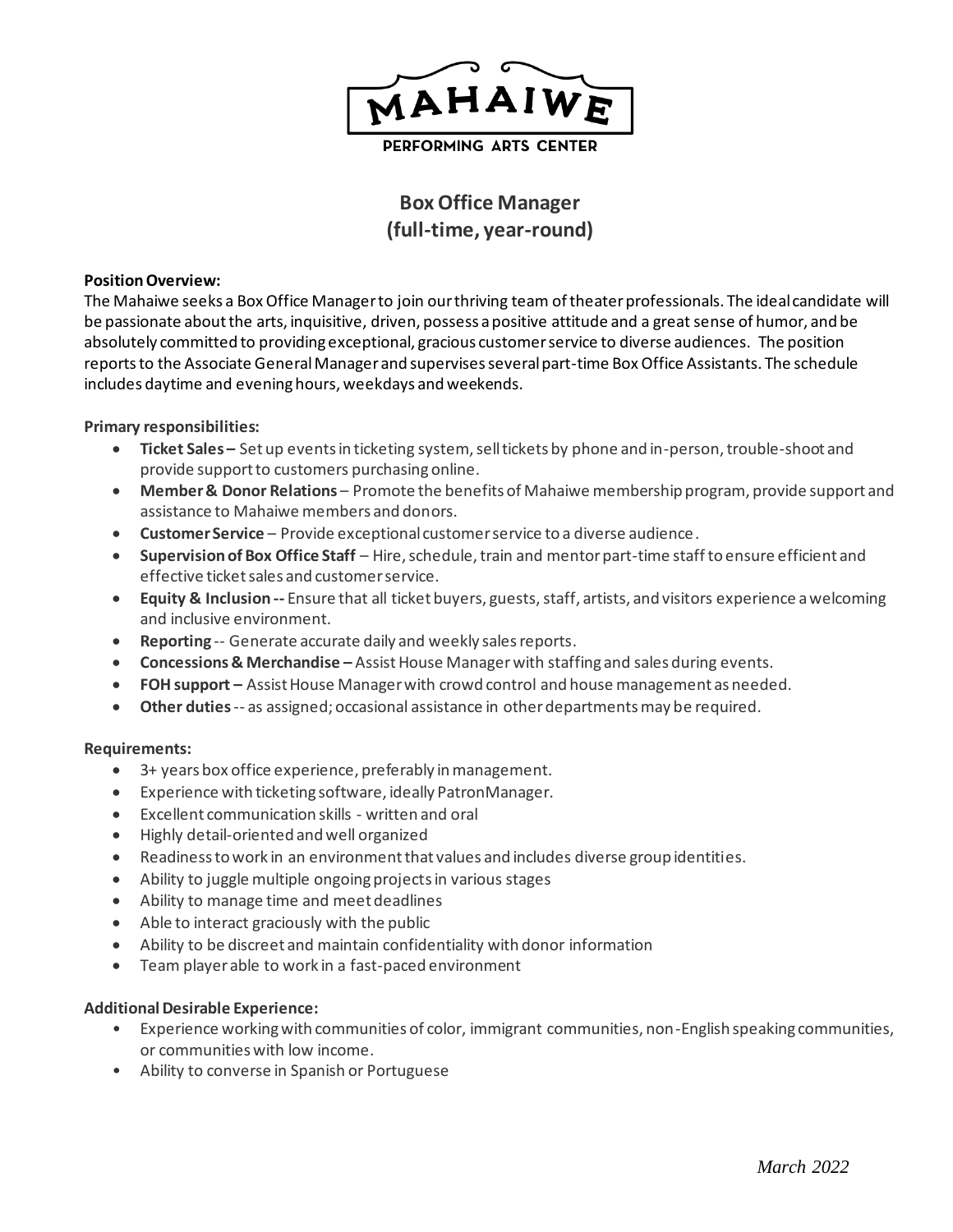MAHAIWE

PERFORMING ARTS CENTER

# Box Office Manager
## (full-time, year-round)

**Position Overview:**
The Mahaiwe seeks a Box Office Manager to join our thriving team of theater professionals. The ideal candidate will be passionate about the arts, inquisitive, driven, possess a positive attitude and a great sense of humor, and be absolutely committed to providing exceptional, gracious customer service to diverse audiences. The position reports to the Associate General Manager and supervises several part-time Box Office Assistants. The schedule includes daytime and evening hours, weekdays and weekends.

**Primary responsibilities:**

- **Ticket Sales –** Set up events in ticketing system, sell tickets by phone and in-person, trouble-shoot and provide support to customers purchasing online.
- **Member & Donor Relations** – Promote the benefits of Mahaiwe membership program, provide support and assistance to Mahaiwe members and donors.
- **Customer Service** – Provide exceptional customer service to a diverse audience.
- **Supervision of Box Office Staff** – Hire, schedule, train and mentor part-time staff to ensure efficient and effective ticket sales and customer service.
- **Equity & Inclusion --** Ensure that all ticket buyers, guests, staff, artists, and visitors experience a welcoming and inclusive environment.
- **Reporting** -- Generate accurate daily and weekly sales reports.
- **Concessions & Merchandise –** Assist House Manager with staffing and sales during events.
- **FOH support –** Assist House Manager with crowd control and house management as needed.
- **Other duties** -- as assigned; occasional assistance in other departments may be required.

**Requirements:**

- 3+ years box office experience, preferably in management.
- Experience with ticketing software, ideally PatronManager.
- Excellent communication skills - written and oral
- Highly detail-oriented and well organized
- Readiness to work in an environment that values and includes diverse group identities.
- Ability to juggle multiple ongoing projects in various stages
- Ability to manage time and meet deadlines
- Able to interact graciously with the public
- Ability to be discreet and maintain confidentiality with donor information
- Team player able to work in a fast-paced environment

**Additional Desirable Experience:**

- Experience working with communities of color, immigrant communities, non-English speaking communities, or communities with low income.
- Ability to converse in Spanish or Portuguese

*March 2022*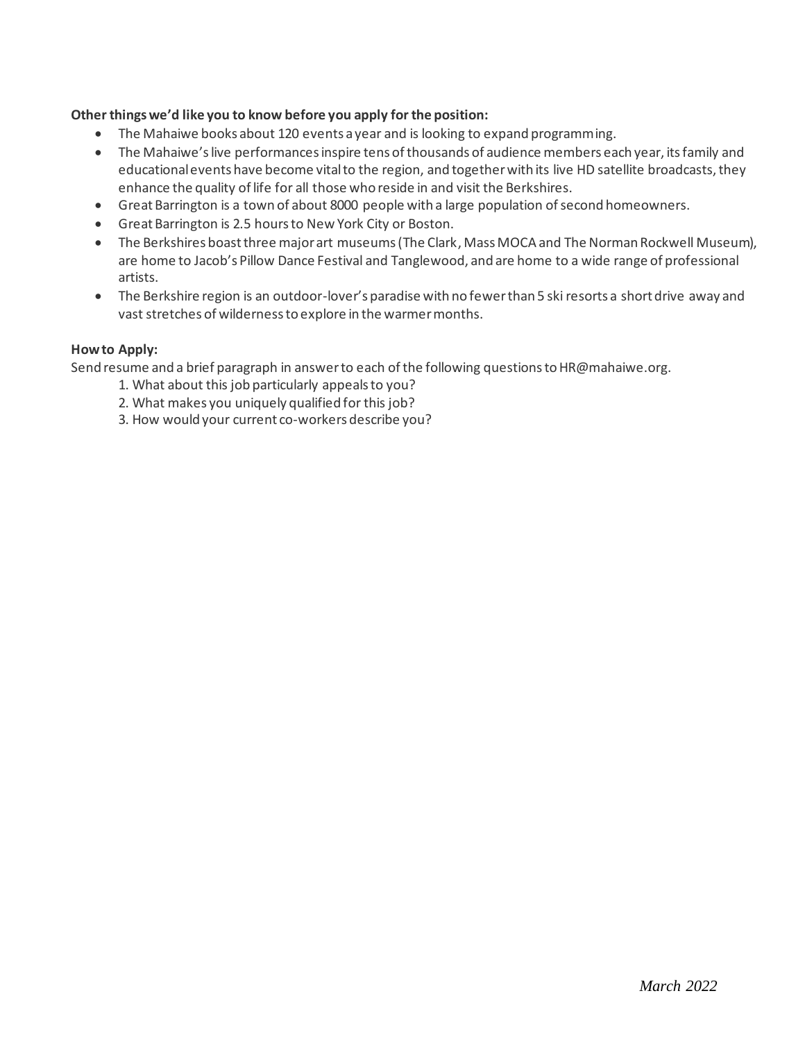**Other things we'd like you to know before you apply for the position:**

- The Mahaiwe books about 120 events a year and is looking to expand programming.
- The Mahaiwe's live performances inspire tens of thousands of audience members each year, its family and educational events have become vital to the region, and together with its live HD satellite broadcasts, they enhance the quality of life for all those who reside in and visit the Berkshires.
- Great Barrington is a town of about 8000 people with a large population of second homeowners.
- Great Barrington is 2.5 hours to New York City or Boston.
- The Berkshires boast three major art museums (The Clark, Mass MOCA and The Norman Rockwell Museum), are home to Jacob's Pillow Dance Festival and Tanglewood, and are home to a wide range of professional artists.
- The Berkshire region is an outdoor-lover's paradise with no fewer than 5 ski resorts a short drive away and vast stretches of wilderness to explore in the warmer months.

**How to Apply:**

Send resume and a brief paragraph in answer to each of the following questions to HR@mahaiwe.org.

1. What about this job particularly appeals to you?
2. What makes you uniquely qualified for this job?
3. How would your current co-workers describe you?

*March 2022*